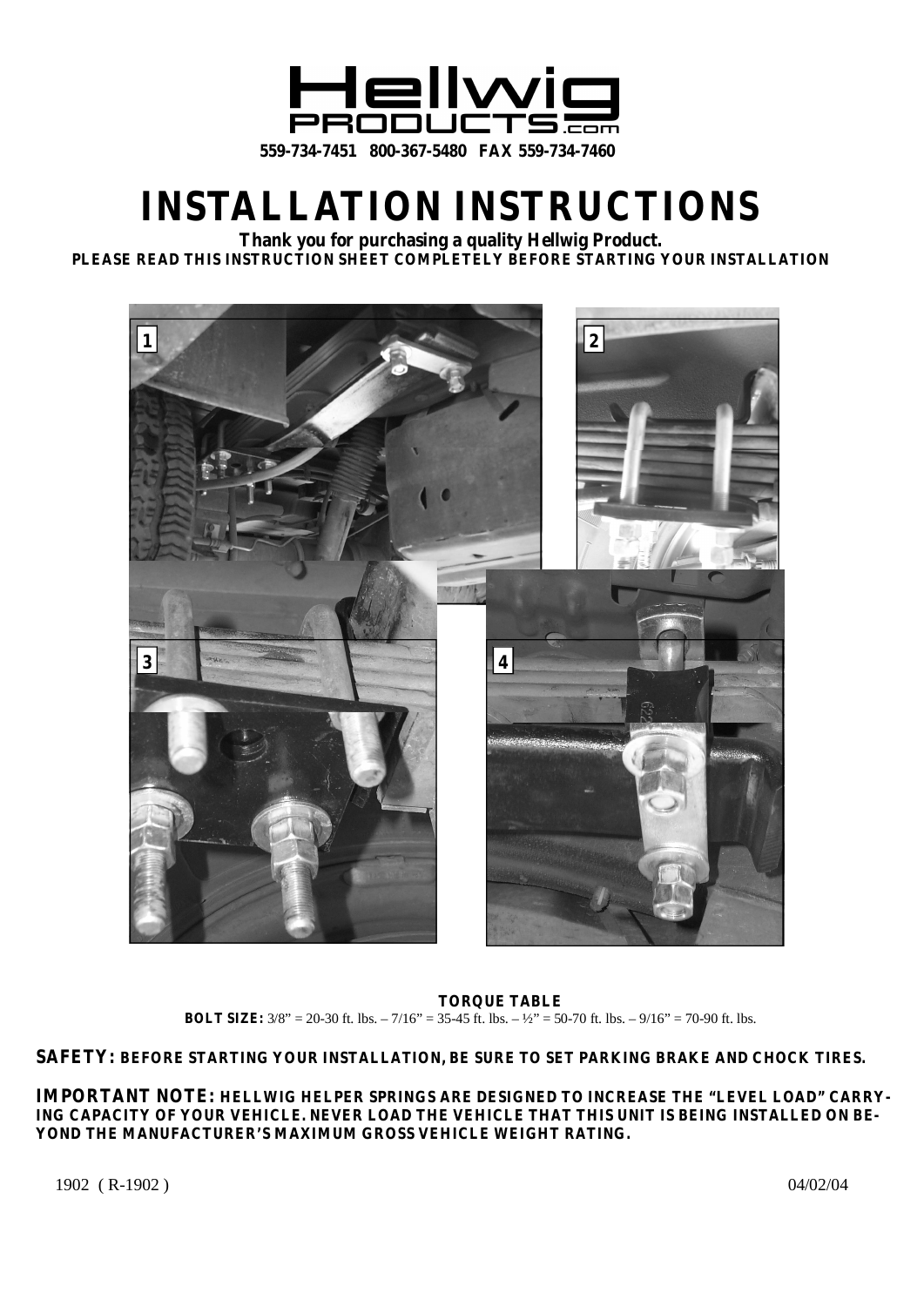Hellwig PRODUCTS.com

559-734-7451 800-367-5480 FAX 559-734-7460

# INSTALLATION INSTRUCTIONS

**Thank you for purchasing a quality Hellwig Product.**
**PLEASE READ THIS INSTRUCTION SHEET COMPLETELY BEFORE STARTING YOUR INSTALLATION**

1

2

3

4

**TORQUE TABLE**
**BOLT SIZE:** 3/8" = 20-30 ft. lbs. – 7/16" = 35-45 ft. lbs. – ½" = 50-70 ft. lbs. – 9/16" = 70-90 ft. lbs.

**SAFETY: BEFORE STARTING YOUR INSTALLATION, BE SURE TO SET PARKING BRAKE AND CHOCK TIRES.**

**IMPORTANT NOTE: HELLWIG HELPER SPRINGS ARE DESIGNED TO INCREASE THE "LEVEL LOAD" CARRYING CAPACITY OF YOUR VEHICLE. NEVER LOAD THE VEHICLE THAT THIS UNIT IS BEING INSTALLED ON BEYOND THE MANUFACTURER'S MAXIMUM GROSS VEHICLE WEIGHT RATING.**

1902 ( R-1902 ) 04/02/04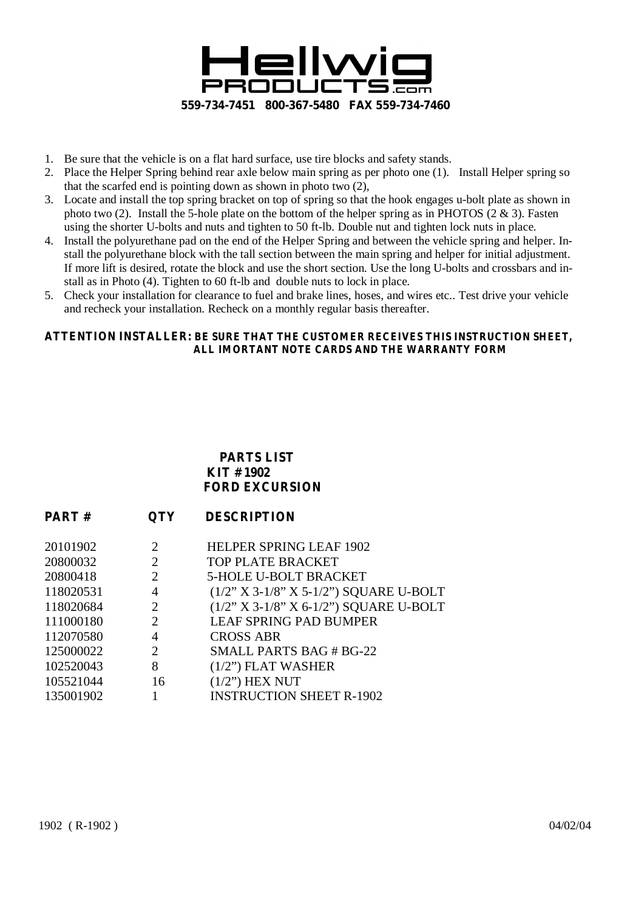# Hellwig PRODUCTS.com

**559-734-7451 800-367-5480 FAX 559-734-7460**

1. Be sure that the vehicle is on a flat hard surface, use tire blocks and safety stands.
2. Place the Helper Spring behind rear axle below main spring as per photo one (1). Install Helper spring so that the scarfed end is pointing down as shown in photo two (2),
3. Locate and install the top spring bracket on top of spring so that the hook engages u-bolt plate as shown in photo two (2). Install the 5-hole plate on the bottom of the helper spring as in PHOTOS (2 & 3). Fasten using the shorter U-bolts and nuts and tighten to 50 ft-lb. Double nut and tighten lock nuts in place.
4. Install the polyurethane pad on the end of the Helper Spring and between the vehicle spring and helper. Install the polyurethane block with the tall section between the main spring and helper for initial adjustment. If more lift is desired, rotate the block and use the short section. Use the long U-bolts and crossbars and install as in Photo (4). Tighten to 60 ft-lb and double nuts to lock in place.
5. Check your installation for clearance to fuel and brake lines, hoses, and wires etc.. Test drive your vehicle and recheck your installation. Recheck on a monthly regular basis thereafter.

**ATTENTION INSTALLER: BE SURE THAT THE CUSTOMER RECEIVES THIS INSTRUCTION SHEET, ALL IMORTANT NOTE CARDS AND THE WARRANTY FORM**

**PARTS LIST**
**KIT # 1902**
**FORD EXCURSION**

| PART # | QTY | DESCRIPTION |
|---|---|---|
| 20101902 | 2 | HELPER SPRING LEAF 1902 |
| 20800032 | 2 | TOP PLATE BRACKET |
| 20800418 | 2 | 5-HOLE U-BOLT BRACKET |
| 118020531 | 4 | (1/2" X 3-1/8" X 5-1/2") SQUARE U-BOLT |
| 118020684 | 2 | (1/2" X 3-1/8" X 6-1/2") SQUARE U-BOLT |
| 111000180 | 2 | LEAF SPRING PAD BUMPER |
| 112070580 | 4 | CROSS ABR |
| 125000022 | 2 | SMALL PARTS BAG # BG-22 |
| 102520043 | 8 | (1/2") FLAT WASHER |
| 105521044 | 16 | (1/2") HEX NUT |
| 135001902 | 1 | INSTRUCTION SHEET R-1902 |

1902 ( R-1902 ) 04/02/04